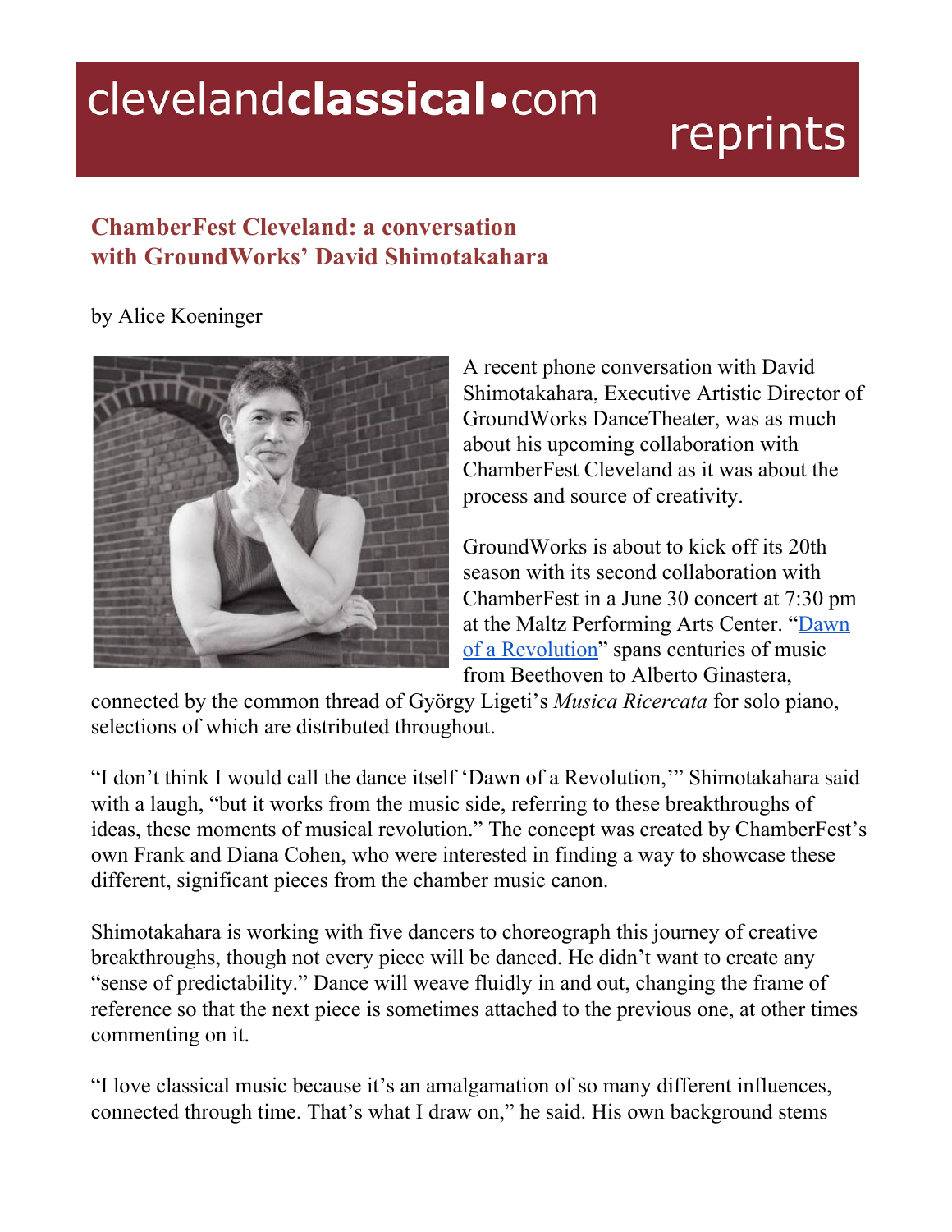# clevelandclassical•com reprints

## ChamberFest Cleveland: a conversation with GroundWorks' David Shimotakahara

by Alice Koeninger

A recent phone conversation with David Shimotakahara, Executive Artistic Director of GroundWorks DanceTheater, was as much about his upcoming collaboration with ChamberFest Cleveland as it was about the process and source of creativity.

GroundWorks is about to kick off its 20th season with its second collaboration with ChamberFest in a June 30 concert at 7:30 pm at the Maltz Performing Arts Center. "Dawn of a Revolution" spans centuries of music from Beethoven to Alberto Ginastera, connected by the common thread of György Ligeti's *Musica Ricercata* for solo piano, selections of which are distributed throughout.

"I don't think I would call the dance itself 'Dawn of a Revolution,'" Shimotakahara said with a laugh, "but it works from the music side, referring to these breakthroughs of ideas, these moments of musical revolution." The concept was created by ChamberFest's own Frank and Diana Cohen, who were interested in finding a way to showcase these different, significant pieces from the chamber music canon.

Shimotakahara is working with five dancers to choreograph this journey of creative breakthroughs, though not every piece will be danced. He didn't want to create any "sense of predictability." Dance will weave fluidly in and out, changing the frame of reference so that the next piece is sometimes attached to the previous one, at other times commenting on it.

"I love classical music because it's an amalgamation of so many different influences, connected through time. That's what I draw on," he said. His own background stems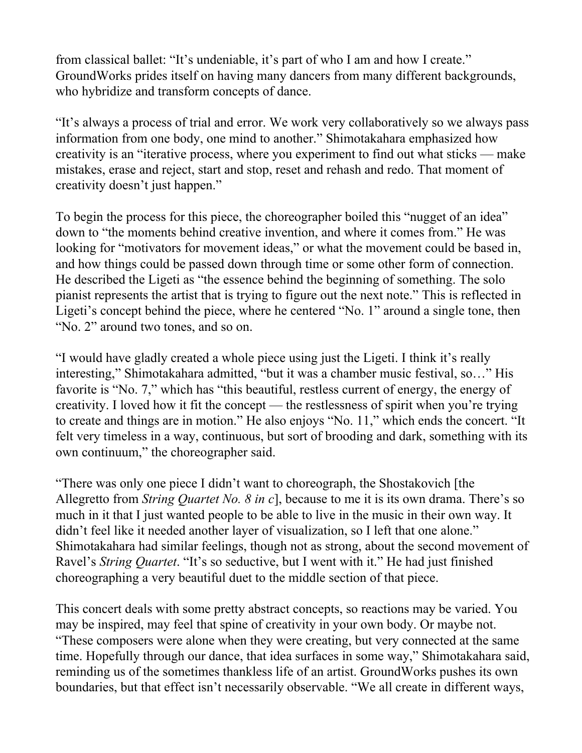from classical ballet: "It's undeniable, it's part of who I am and how I create." GroundWorks prides itself on having many dancers from many different backgrounds, who hybridize and transform concepts of dance.

"It's always a process of trial and error. We work very collaboratively so we always pass information from one body, one mind to another." Shimotakahara emphasized how creativity is an "iterative process, where you experiment to find out what sticks — make mistakes, erase and reject, start and stop, reset and rehash and redo. That moment of creativity doesn't just happen."

To begin the process for this piece, the choreographer boiled this "nugget of an idea" down to "the moments behind creative invention, and where it comes from." He was looking for "motivators for movement ideas," or what the movement could be based in, and how things could be passed down through time or some other form of connection. He described the Ligeti as "the essence behind the beginning of something. The solo pianist represents the artist that is trying to figure out the next note." This is reflected in Ligeti's concept behind the piece, where he centered "No. 1" around a single tone, then "No. 2" around two tones, and so on.

"I would have gladly created a whole piece using just the Ligeti. I think it's really interesting," Shimotakahara admitted, "but it was a chamber music festival, so…" His favorite is "No. 7," which has "this beautiful, restless current of energy, the energy of creativity. I loved how it fit the concept — the restlessness of spirit when you're trying to create and things are in motion." He also enjoys "No. 11," which ends the concert. "It felt very timeless in a way, continuous, but sort of brooding and dark, something with its own continuum," the choreographer said.

"There was only one piece I didn't want to choreograph, the Shostakovich [the Allegretto from *String Quartet No. 8 in c*], because to me it is its own drama. There's so much in it that I just wanted people to be able to live in the music in their own way. It didn't feel like it needed another layer of visualization, so I left that one alone." Shimotakahara had similar feelings, though not as strong, about the second movement of Ravel's *String Quartet*. "It's so seductive, but I went with it." He had just finished choreographing a very beautiful duet to the middle section of that piece.

This concert deals with some pretty abstract concepts, so reactions may be varied. You may be inspired, may feel that spine of creativity in your own body. Or maybe not. "These composers were alone when they were creating, but very connected at the same time. Hopefully through our dance, that idea surfaces in some way," Shimotakahara said, reminding us of the sometimes thankless life of an artist. GroundWorks pushes its own boundaries, but that effect isn't necessarily observable. "We all create in different ways,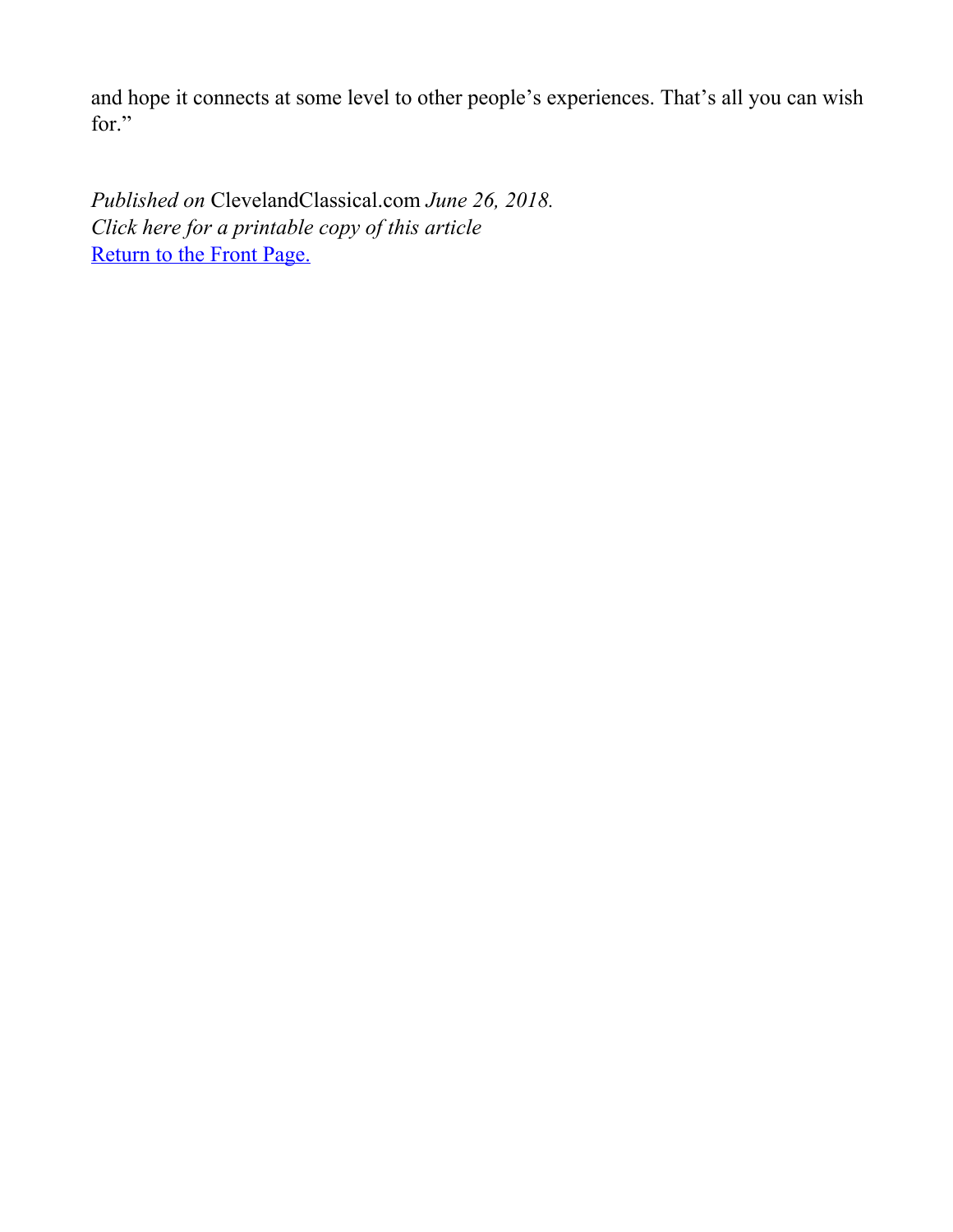and hope it connects at some level to other people's experiences. That's all you can wish for."

*Published on* ClevelandClassical.com *June 26, 2018.*
*Click here for a printable copy of this article*
Return to the Front Page.